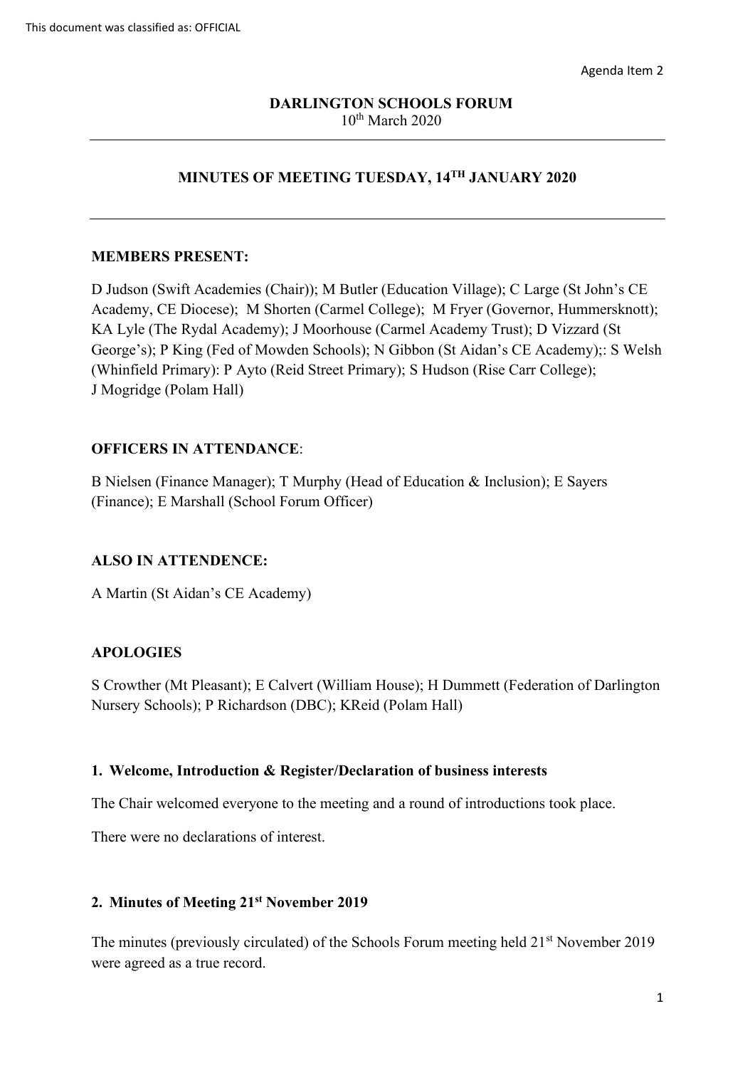Agenda Item 2

**DARLINGTON SCHOOLS FORUM**
10th March 2020

---

## MINUTES OF MEETING TUESDAY, 14TH JANUARY 2020

---

**MEMBERS PRESENT:**

D Judson (Swift Academies (Chair)); M Butler (Education Village); C Large (St John's CE Academy, CE Diocese); M Shorten (Carmel College); M Fryer (Governor, Hummersknott); KA Lyle (The Rydal Academy); J Moorhouse (Carmel Academy Trust); D Vizzard (St George's); P King (Fed of Mowden Schools); N Gibbon (St Aidan's CE Academy);: S Welsh (Whinfield Primary): P Ayto (Reid Street Primary); S Hudson (Rise Carr College); J Mogridge (Polam Hall)

**OFFICERS IN ATTENDANCE**:

B Nielsen (Finance Manager); T Murphy (Head of Education & Inclusion); E Sayers (Finance); E Marshall (School Forum Officer)

**ALSO IN ATTENDENCE:**

A Martin (St Aidan's CE Academy)

**APOLOGIES**

S Crowther (Mt Pleasant); E Calvert (William House); H Dummett (Federation of Darlington Nursery Schools); P Richardson (DBC); KReid (Polam Hall)

### 1. Welcome, Introduction & Register/Declaration of business interests

The Chair welcomed everyone to the meeting and a round of introductions took place.

There were no declarations of interest.

### 2. Minutes of Meeting 21st November 2019

The minutes (previously circulated) of the Schools Forum meeting held 21st November 2019 were agreed as a true record.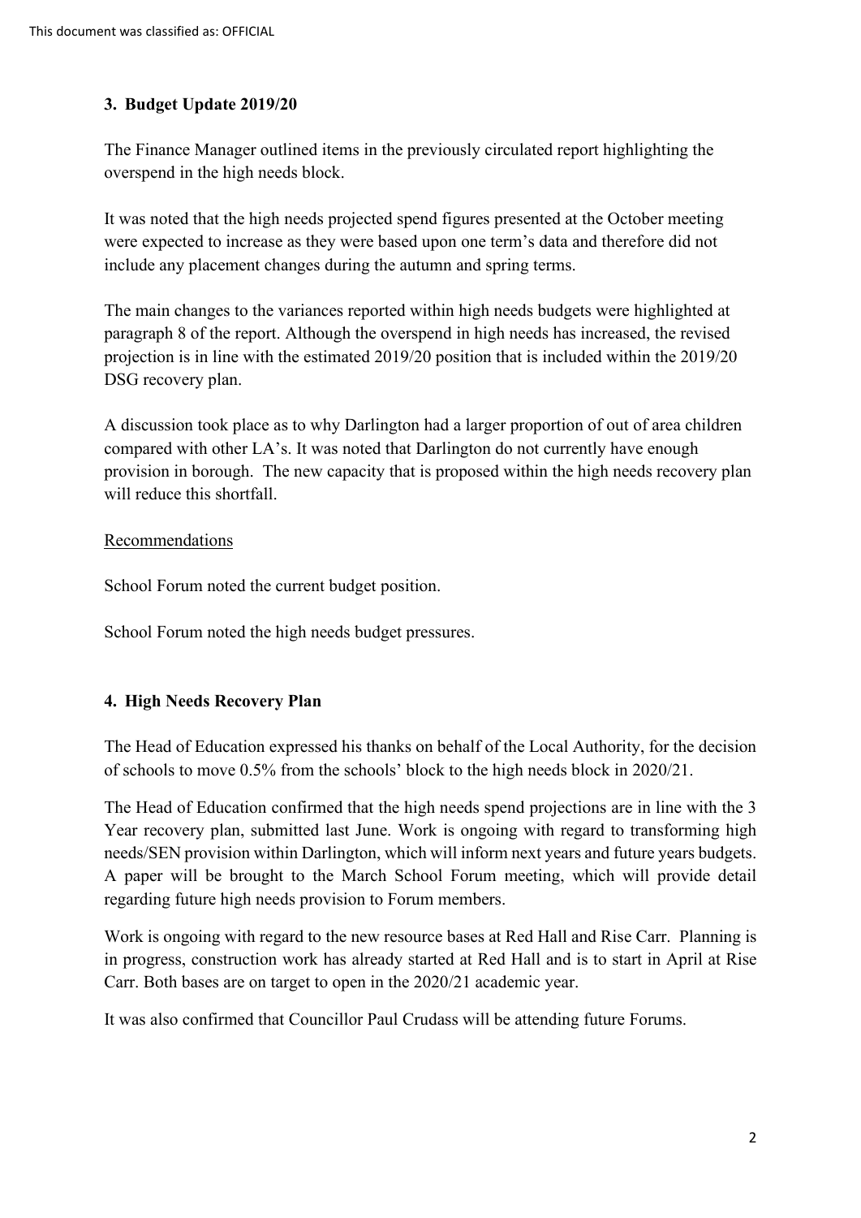## 3. Budget Update 2019/20

The Finance Manager outlined items in the previously circulated report highlighting the overspend in the high needs block.

It was noted that the high needs projected spend figures presented at the October meeting were expected to increase as they were based upon one term's data and therefore did not include any placement changes during the autumn and spring terms.

The main changes to the variances reported within high needs budgets were highlighted at paragraph 8 of the report. Although the overspend in high needs has increased, the revised projection is in line with the estimated 2019/20 position that is included within the 2019/20 DSG recovery plan.

A discussion took place as to why Darlington had a larger proportion of out of area children compared with other LA's. It was noted that Darlington do not currently have enough provision in borough. The new capacity that is proposed within the high needs recovery plan will reduce this shortfall.

<u>Recommendations</u>

School Forum noted the current budget position.

School Forum noted the high needs budget pressures.

## 4. High Needs Recovery Plan

The Head of Education expressed his thanks on behalf of the Local Authority, for the decision of schools to move 0.5% from the schools' block to the high needs block in 2020/21.

The Head of Education confirmed that the high needs spend projections are in line with the 3 Year recovery plan, submitted last June. Work is ongoing with regard to transforming high needs/SEN provision within Darlington, which will inform next years and future years budgets. A paper will be brought to the March School Forum meeting, which will provide detail regarding future high needs provision to Forum members.

Work is ongoing with regard to the new resource bases at Red Hall and Rise Carr. Planning is in progress, construction work has already started at Red Hall and is to start in April at Rise Carr. Both bases are on target to open in the 2020/21 academic year.

It was also confirmed that Councillor Paul Crudass will be attending future Forums.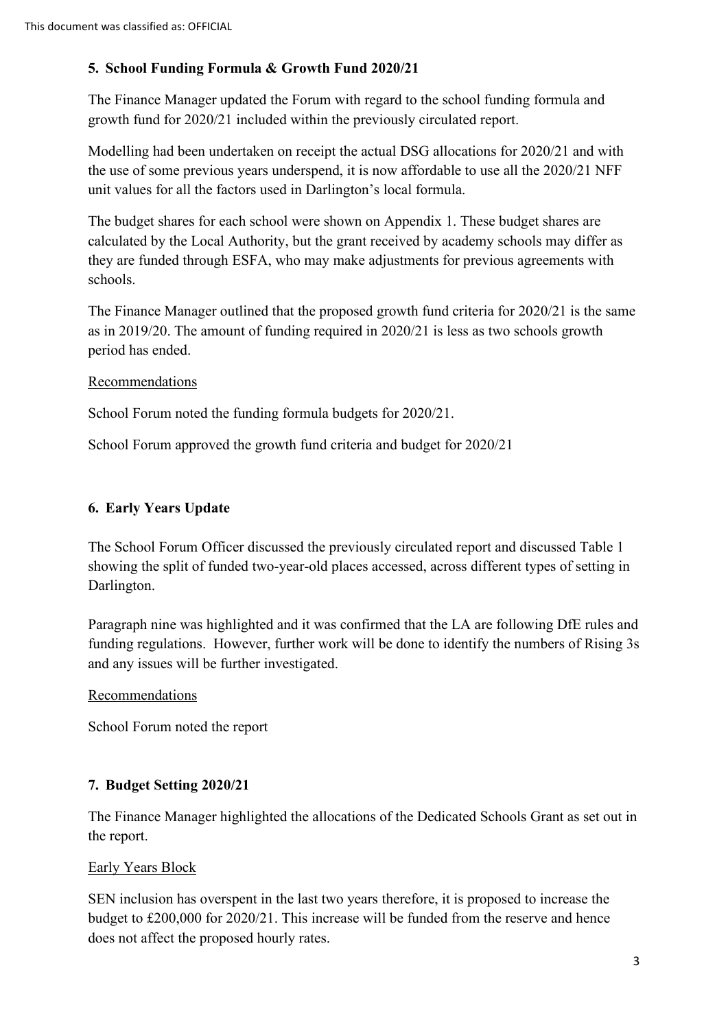This document was classified as: OFFICIAL

## 5. School Funding Formula & Growth Fund 2020/21

The Finance Manager updated the Forum with regard to the school funding formula and growth fund for 2020/21 included within the previously circulated report.

Modelling had been undertaken on receipt the actual DSG allocations for 2020/21 and with the use of some previous years underspend, it is now affordable to use all the 2020/21 NFF unit values for all the factors used in Darlington's local formula.

The budget shares for each school were shown on Appendix 1. These budget shares are calculated by the Local Authority, but the grant received by academy schools may differ as they are funded through ESFA, who may make adjustments for previous agreements with schools.

The Finance Manager outlined that the proposed growth fund criteria for 2020/21 is the same as in 2019/20. The amount of funding required in 2020/21 is less as two schools growth period has ended.

Recommendations

School Forum noted the funding formula budgets for 2020/21.

School Forum approved the growth fund criteria and budget for 2020/21

## 6. Early Years Update

The School Forum Officer discussed the previously circulated report and discussed Table 1 showing the split of funded two-year-old places accessed, across different types of setting in Darlington.

Paragraph nine was highlighted and it was confirmed that the LA are following DfE rules and funding regulations. However, further work will be done to identify the numbers of Rising 3s and any issues will be further investigated.

Recommendations

School Forum noted the report

## 7. Budget Setting 2020/21

The Finance Manager highlighted the allocations of the Dedicated Schools Grant as set out in the report.

Early Years Block

SEN inclusion has overspent in the last two years therefore, it is proposed to increase the budget to £200,000 for 2020/21. This increase will be funded from the reserve and hence does not affect the proposed hourly rates.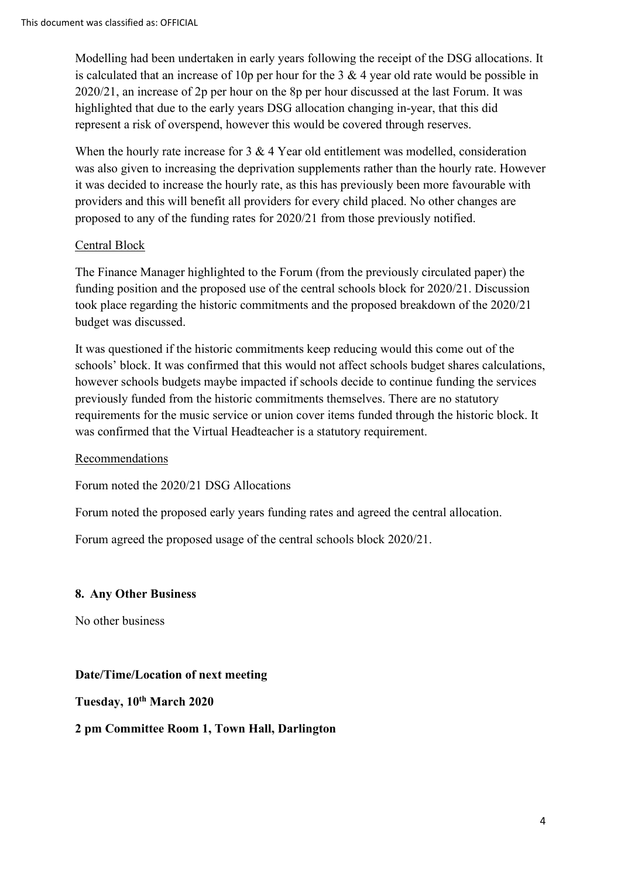Modelling had been undertaken in early years following the receipt of the DSG allocations. It is calculated that an increase of 10p per hour for the 3 & 4 year old rate would be possible in 2020/21, an increase of 2p per hour on the 8p per hour discussed at the last Forum. It was highlighted that due to the early years DSG allocation changing in-year, that this did represent a risk of overspend, however this would be covered through reserves.

When the hourly rate increase for 3 & 4 Year old entitlement was modelled, consideration was also given to increasing the deprivation supplements rather than the hourly rate. However it was decided to increase the hourly rate, as this has previously been more favourable with providers and this will benefit all providers for every child placed. No other changes are proposed to any of the funding rates for 2020/21 from those previously notified.

Central Block

The Finance Manager highlighted to the Forum (from the previously circulated paper) the funding position and the proposed use of the central schools block for 2020/21. Discussion took place regarding the historic commitments and the proposed breakdown of the 2020/21 budget was discussed.

It was questioned if the historic commitments keep reducing would this come out of the schools' block. It was confirmed that this would not affect schools budget shares calculations, however schools budgets maybe impacted if schools decide to continue funding the services previously funded from the historic commitments themselves. There are no statutory requirements for the music service or union cover items funded through the historic block. It was confirmed that the Virtual Headteacher is a statutory requirement.

Recommendations

Forum noted the 2020/21 DSG Allocations

Forum noted the proposed early years funding rates and agreed the central allocation.

Forum agreed the proposed usage of the central schools block 2020/21.

## 8. Any Other Business

No other business

**Date/Time/Location of next meeting**

**Tuesday, 10th March 2020**

**2 pm Committee Room 1, Town Hall, Darlington**